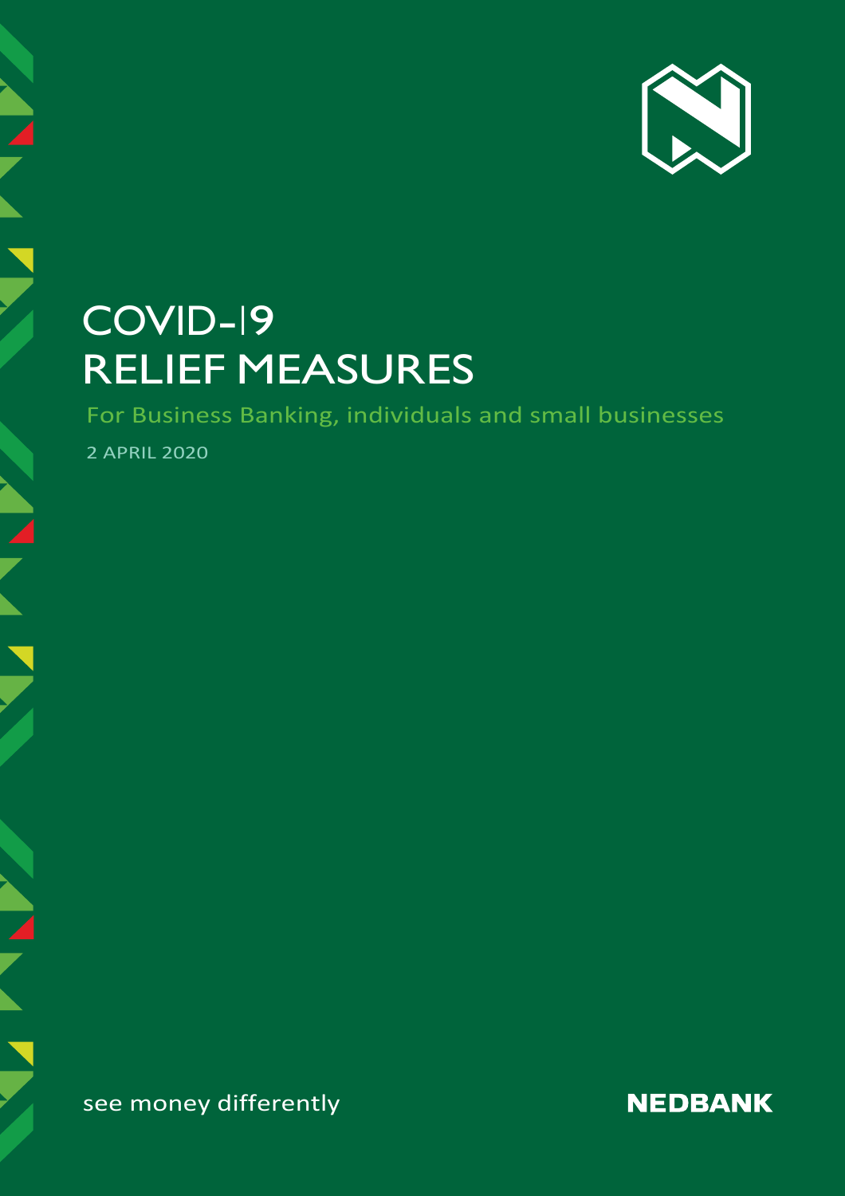# COVID-19 RELIEF MEASURES

For Business Banking, individuals and small businesses

2 APRIL 2020

see money differently

NEDBANK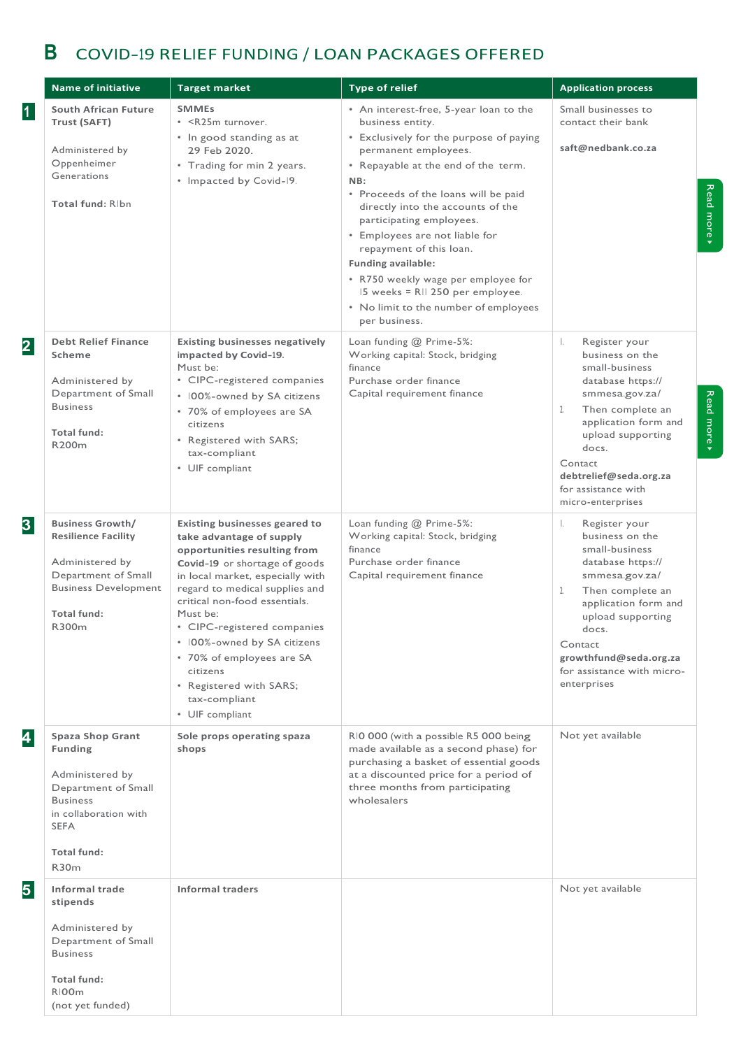# B COVID-19 RELIEF FUNDING / LOAN PACKAGES OFFERED

| | Name of initiative | Target market | Type of relief | Application process |
|---|---|---|---|---|
| 1 | **South African Future Trust (SAFT)**<br><br>Administered by Oppenheimer Generations<br><br>**Total fund:** R1bn | **SMMEs**<br>• <R25m turnover.<br>• In good standing as at 29 Feb 2020.<br>• Trading for min 2 years.<br>• Impacted by Covid-19. | • An interest-free, 5-year loan to the business entity.<br>• Exclusively for the purpose of paying permanent employees.<br>• Repayable at the end of the term.<br>**NB:**<br>• Proceeds of the loans will be paid directly into the accounts of the participating employees.<br>• Employees are not liable for repayment of this loan.<br>**Funding available:**<br>• R750 weekly wage per employee for 15 weeks = R11 250 per employee.<br>• No limit to the number of employees per business. | Small businesses to contact their bank<br><br>**saft@nedbank.co.za** |
| 2 | **Debt Relief Finance Scheme**<br><br>Administered by Department of Small Business<br><br>**Total fund:**<br>R200m | **Existing businesses negatively impacted by Covid-19.**<br>Must be:<br>• CIPC-registered companies<br>• 100%-owned by SA citizens<br>• 70% of employees are SA citizens<br>• Registered with SARS; tax-compliant<br>• UIF compliant | Loan funding @ Prime-5%:<br>Working capital: Stock, bridging finance<br>Purchase order finance<br>Capital requirement finance | 1. Register your business on the small-business database https://smmesa.gov.za/<br>2. Then complete an application form and upload supporting docs.<br>Contact **debtrelief@seda.org.za** for assistance with micro-enterprises |
| 3 | **Business Growth/ Resilience Facility**<br><br>Administered by Department of Small Business Development<br><br>**Total fund:**<br>R300m | **Existing businesses geared to take advantage of supply opportunities resulting from Covid-19** or shortage of goods in local market, especially with regard to medical supplies and critical non-food essentials.<br>Must be:<br>• CIPC-registered companies<br>• 100%-owned by SA citizens<br>• 70% of employees are SA citizens<br>• Registered with SARS; tax-compliant<br>• UIF compliant | Loan funding @ Prime-5%:<br>Working capital: Stock, bridging finance<br>Purchase order finance<br>Capital requirement finance | 1. Register your business on the small-business database https://smmesa.gov.za/<br>2. Then complete an application form and upload supporting docs.<br>Contact **growthfund@seda.org.za** for assistance with micro-enterprises |
| 4 | **Spaza Shop Grant Funding**<br><br>Administered by Department of Small Business in collaboration with SEFA<br><br>**Total fund:**<br>R30m | **Sole props operating spaza shops** | R10 000 (with a possible R5 000 being made available as a second phase) for purchasing a basket of essential goods at a discounted price for a period of three months from participating wholesalers | Not yet available |
| 5 | **Informal trade stipends**<br><br>Administered by Department of Small Business<br><br>**Total fund:**<br>R100m<br>(not yet funded) | **Informal traders** | | Not yet available |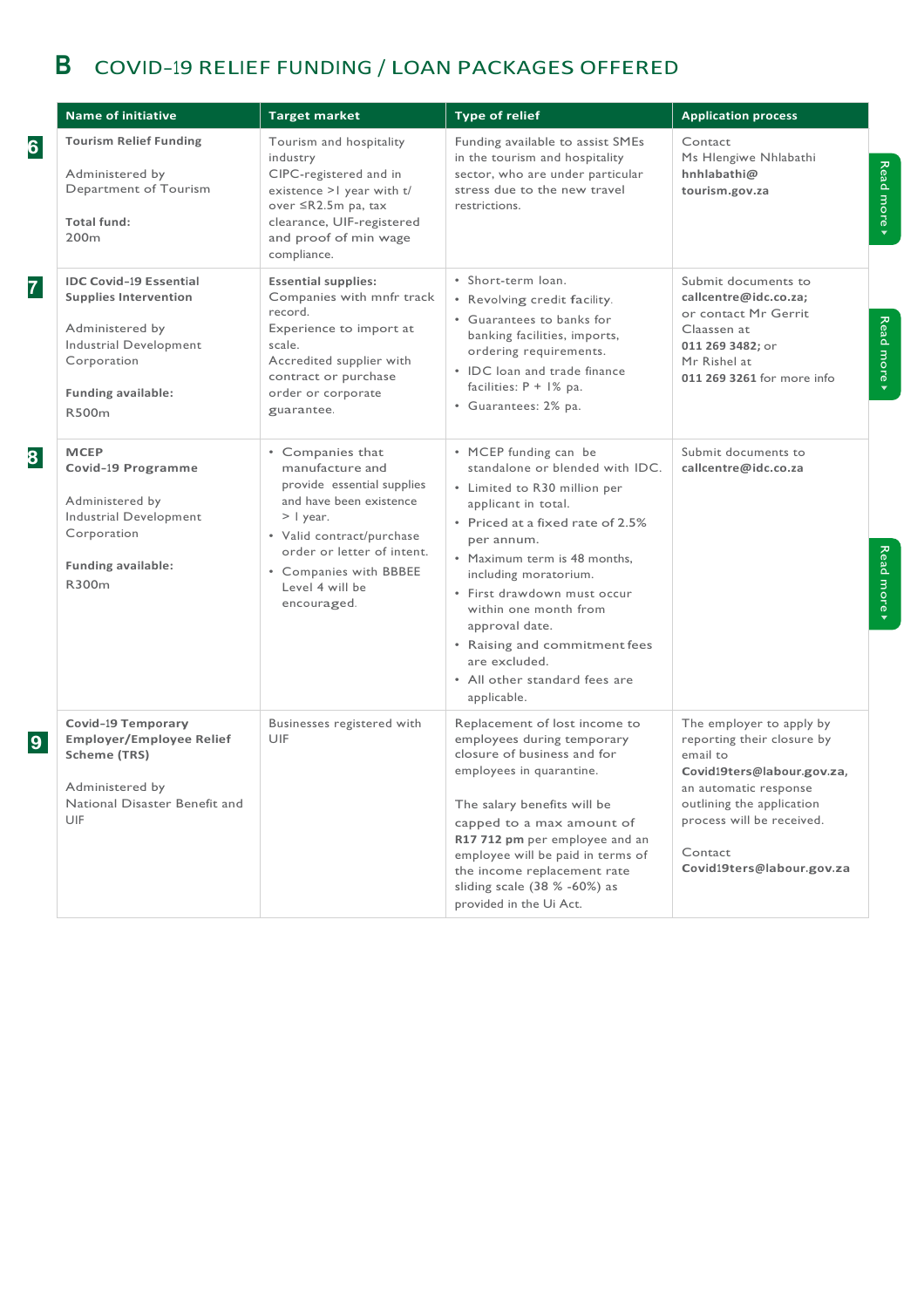# B COVID-19 RELIEF FUNDING / LOAN PACKAGES OFFERED

| | Name of initiative | Target market | Type of relief | Application process |
|---|---|---|---|---|
| 6 | **Tourism Relief Funding**<br><br>Administered by Department of Tourism<br><br>**Total fund:**<br>200m | Tourism and hospitality industry<br>CIPC-registered and in existence >I year with t/ over ≤R2.5m pa, tax clearance, UIF-registered and proof of min wage compliance. | Funding available to assist SMEs in the tourism and hospitality sector, who are under particular stress due to the new travel restrictions. | Contact<br>Ms Hlengiwe Nhlabathi<br>**hnhlabathi@ tourism.gov.za** |
| 7 | **IDC Covid-19 Essential Supplies Intervention**<br><br>Administered by Industrial Development Corporation<br><br>**Funding available:**<br>R500m | **Essential supplies:**<br>Companies with mnfr track record.<br>Experience to import at scale.<br>Accredited supplier with contract or purchase order or corporate guarantee. | • Short-term loan.<br>• Revolving credit facility.<br>• Guarantees to banks for banking facilities, imports, ordering requirements.<br>• IDC loan and trade finance facilities: P + 1% pa.<br>• Guarantees: 2% pa. | Submit documents to **callcentre@idc.co.za;** or contact Mr Gerrit Claassen at **011 269 3482;** or Mr Rishel at **011 269 3261** for more info |
| 8 | **MCEP Covid-19 Programme**<br><br>Administered by Industrial Development Corporation<br><br>**Funding available:**<br>R300m | • Companies that manufacture and provide essential supplies and have been existence > I year.<br>• Valid contract/purchase order or letter of intent.<br>• Companies with BBBEE Level 4 will be encouraged. | • MCEP funding can be standalone or blended with IDC.<br>• Limited to R30 million per applicant in total.<br>• Priced at a fixed rate of 2.5% per annum.<br>• Maximum term is 48 months, including moratorium.<br>• First drawdown must occur within one month from approval date.<br>• Raising and commitment fees are excluded.<br>• All other standard fees are applicable. | Submit documents to **callcentre@idc.co.za** |
| 9 | **Covid-19 Temporary Employer/Employee Relief Scheme (TRS)**<br><br>Administered by National Disaster Benefit and UIF | Businesses registered with UIF | Replacement of lost income to employees during temporary closure of business and for employees in quarantine.<br><br>The salary benefits will be capped to a max amount of **R17 712 pm** per employee and an employee will be paid in terms of the income replacement rate sliding scale (38 % -60%) as provided in the Ui Act. | The employer to apply by reporting their closure by email to **Covid19ters@labour.gov.za,** an automatic response outlining the application process will be received.<br><br>Contact<br>**Covid19ters@labour.gov.za** |

Read more ▸

Read more ▸

Read more ▸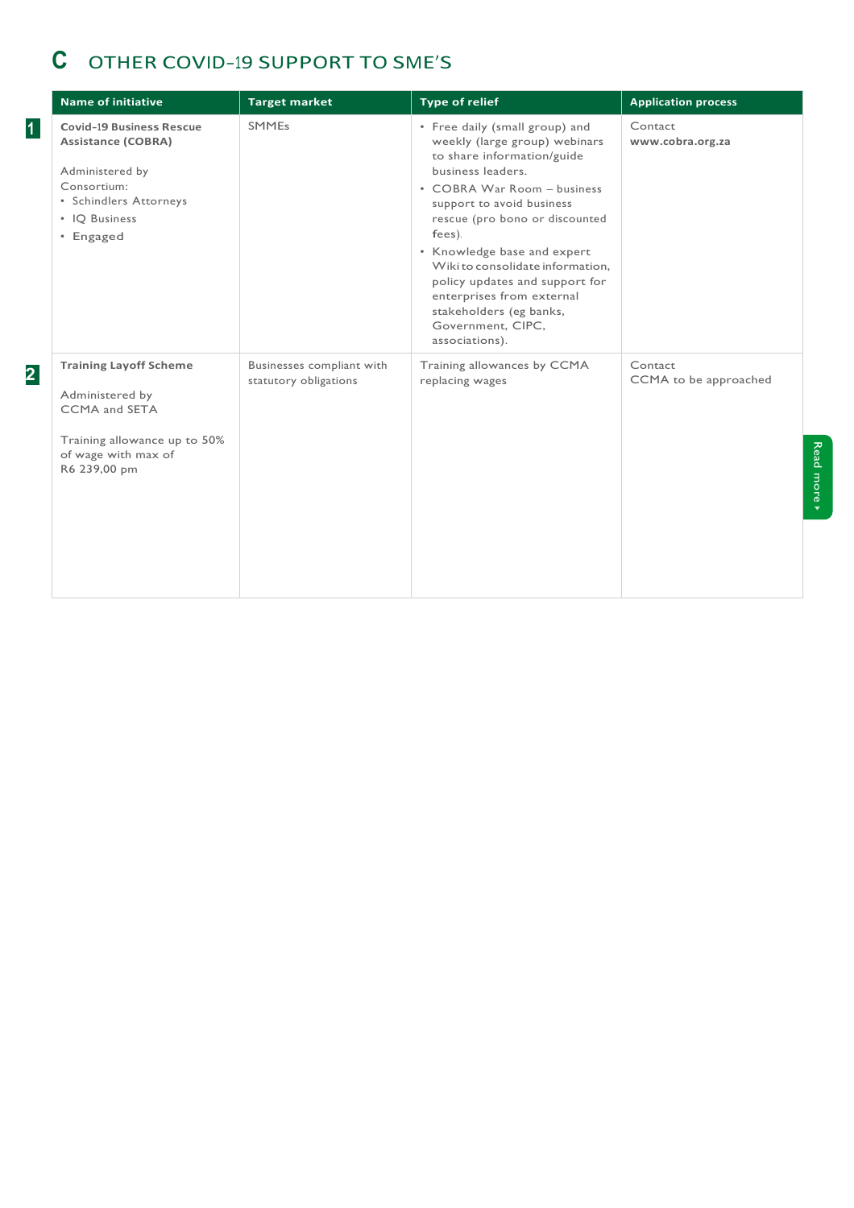## C OTHER COVID-19 SUPPORT TO SME'S

| | Name of initiative | Target market | Type of relief | Application process |
|---|---|---|---|---|
| 1 | **Covid-19 Business Rescue Assistance (COBRA)**<br><br>Administered by Consortium:<br>• Schindlers Attorneys<br>• IQ Business<br>• Engaged | SMMEs | • Free daily (small group) and weekly (large group) webinars to share information/guide business leaders.<br>• COBRA War Room – business support to avoid business rescue (pro bono or discounted fees).<br>• Knowledge base and expert Wiki to consolidate information, policy updates and support for enterprises from external stakeholders (eg banks, Government, CIPC, associations). | Contact<br>**www.cobra.org.za** |
| 2 | **Training Layoff Scheme**<br><br>Administered by CCMA and SETA<br><br>Training allowance up to 50% of wage with max of R6 239,00 pm | Businesses compliant with statutory obligations | Training allowances by CCMA replacing wages | Contact<br>CCMA to be approached |

Read more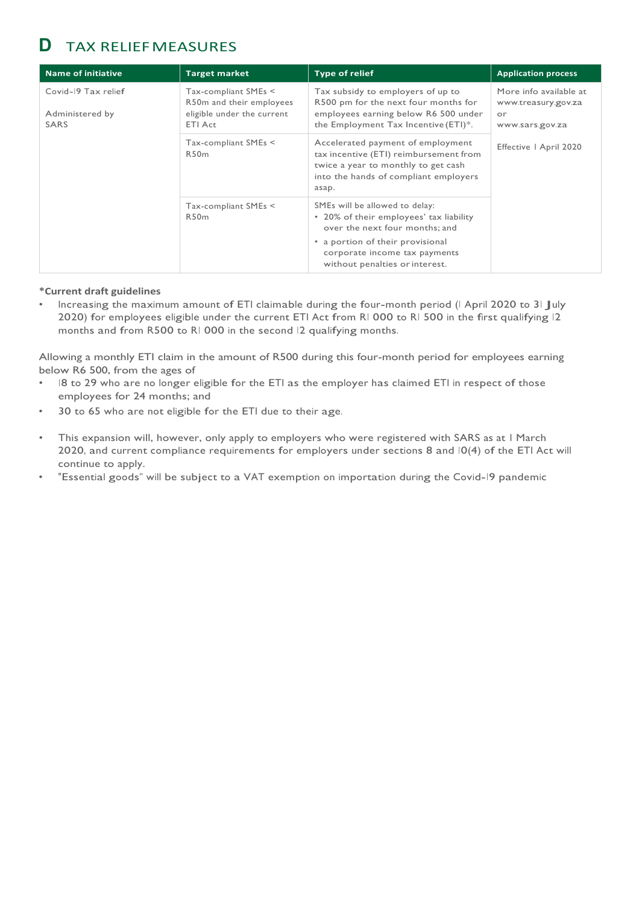## D TAX RELIEF MEASURES

| Name of initiative | Target market | Type of relief | Application process |
|---|---|---|---|
| Covid-19 Tax relief<br><br>Administered by SARS | Tax-compliant SMEs < R50m and their employees eligible under the current ETI Act | Tax subsidy to employers of up to R500 pm for the next four months for employees earning below R6 500 under the Employment Tax Incentive (ETI)*. | More info available at www.treasury.gov.za or www.sars.gov.za<br><br>Effective 1 April 2020 |
| | Tax-compliant SMEs < R50m | Accelerated payment of employment tax incentive (ETI) reimbursement from twice a year to monthly to get cash into the hands of compliant employers asap. | |
| | Tax-compliant SMEs < R50m | SMEs will be allowed to delay:<br>• 20% of their employees' tax liability over the next four months; and<br>• a portion of their provisional corporate income tax payments without penalties or interest. | |

**\*Current draft guidelines**

- Increasing the maximum amount of ETI claimable during the four-month period (1 April 2020 to 31 July 2020) for employees eligible under the current ETI Act from R1 000 to R1 500 in the first qualifying 12 months and from R500 to R1 000 in the second 12 qualifying months.

Allowing a monthly ETI claim in the amount of R500 during this four-month period for employees earning below R6 500, from the ages of

- 18 to 29 who are no longer eligible for the ETI as the employer has claimed ETI in respect of those employees for 24 months; and
- 30 to 65 who are not eligible for the ETI due to their age.

- This expansion will, however, only apply to employers who were registered with SARS as at 1 March 2020, and current compliance requirements for employers under sections 8 and 10(4) of the ETI Act will continue to apply.
- "Essential goods" will be subject to a VAT exemption on importation during the Covid-19 pandemic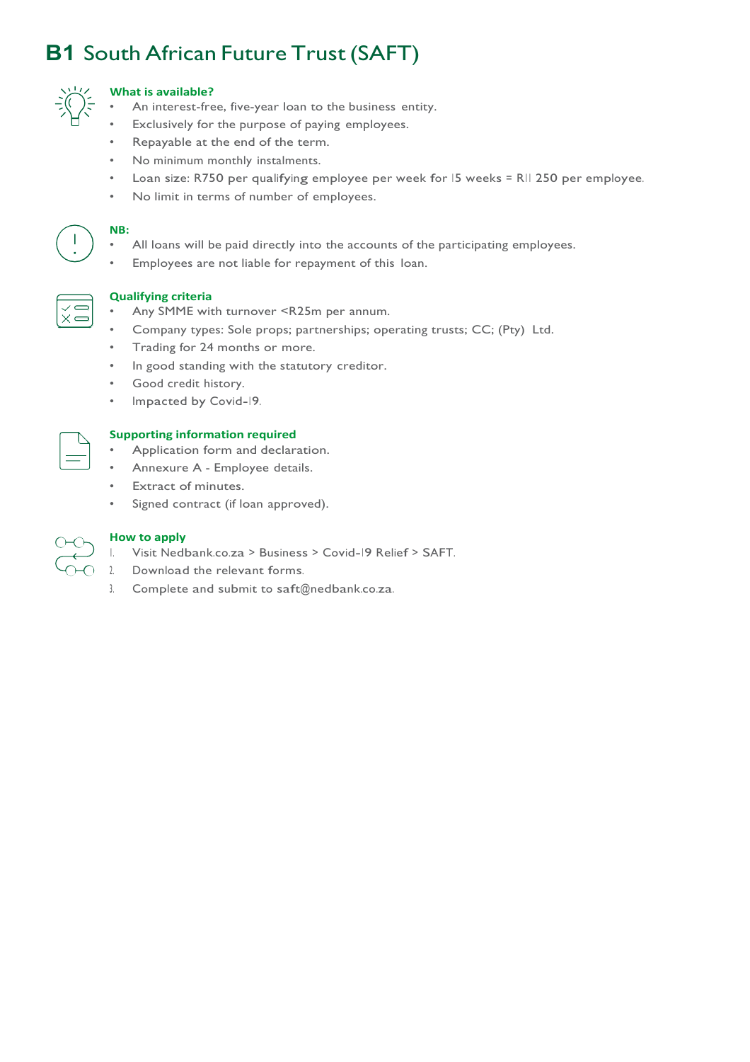# B1 South African Future Trust (SAFT)

### What is available?

- An interest-free, five-year loan to the business entity.
- Exclusively for the purpose of paying employees.
- Repayable at the end of the term.
- No minimum monthly instalments.
- Loan size: R750 per qualifying employee per week for 15 weeks = R11 250 per employee.
- No limit in terms of number of employees.

### NB:

- All loans will be paid directly into the accounts of the participating employees.
- Employees are not liable for repayment of this loan.

### Qualifying criteria

- Any SMME with turnover <R25m per annum.
- Company types: Sole props; partnerships; operating trusts; CC; (Pty) Ltd.
- Trading for 24 months or more.
- In good standing with the statutory creditor.
- Good credit history.
- Impacted by Covid-19.

### Supporting information required

- Application form and declaration.
- Annexure A - Employee details.
- Extract of minutes.
- Signed contract (if loan approved).

### How to apply

1. Visit Nedbank.co.za > Business > Covid-19 Relief > SAFT.
2. Download the relevant forms.
3. Complete and submit to saft@nedbank.co.za.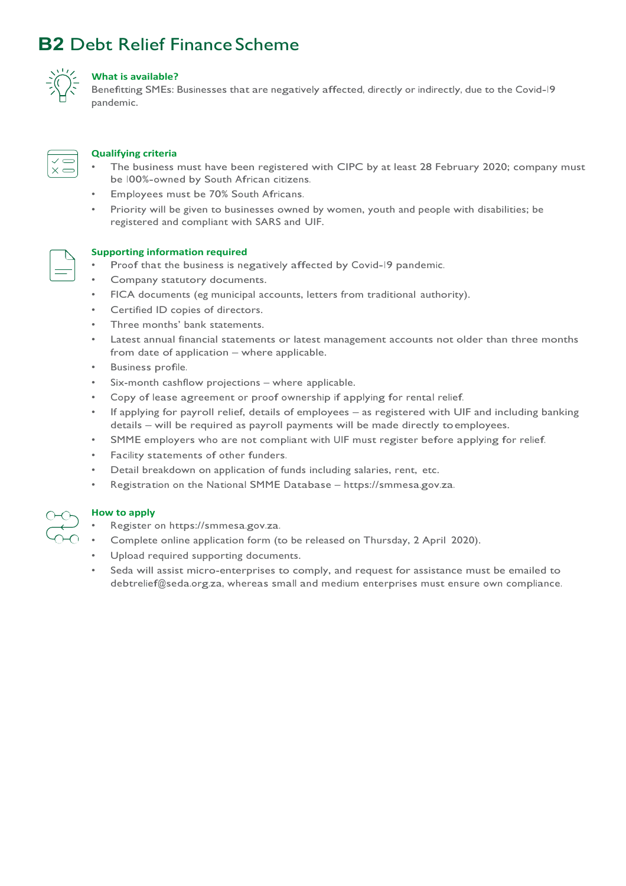# B2 Debt Relief Finance Scheme

### What is available?

Benefitting SMEs: Businesses that are negatively affected, directly or indirectly, due to the Covid-19 pandemic.

### Qualifying criteria

- The business must have been registered with CIPC by at least 28 February 2020; company must be 100%-owned by South African citizens.
- Employees must be 70% South Africans.
- Priority will be given to businesses owned by women, youth and people with disabilities; be registered and compliant with SARS and UIF.

### Supporting information required

- Proof that the business is negatively affected by Covid-19 pandemic.
- Company statutory documents.
- FICA documents (eg municipal accounts, letters from traditional authority).
- Certified ID copies of directors.
- Three months' bank statements.
- Latest annual financial statements or latest management accounts not older than three months from date of application – where applicable.
- Business profile.
- Six-month cashflow projections – where applicable.
- Copy of lease agreement or proof ownership if applying for rental relief.
- If applying for payroll relief, details of employees – as registered with UIF and including banking details – will be required as payroll payments will be made directly to employees.
- SMME employers who are not compliant with UIF must register before applying for relief.
- Facility statements of other funders.
- Detail breakdown on application of funds including salaries, rent, etc.
- Registration on the National SMME Database – https://smmesa.gov.za.

### How to apply

- Register on https://smmesa.gov.za.
- Complete online application form (to be released on Thursday, 2 April 2020).
- Upload required supporting documents.
- Seda will assist micro-enterprises to comply, and request for assistance must be emailed to debtrelief@seda.org.za, whereas small and medium enterprises must ensure own compliance.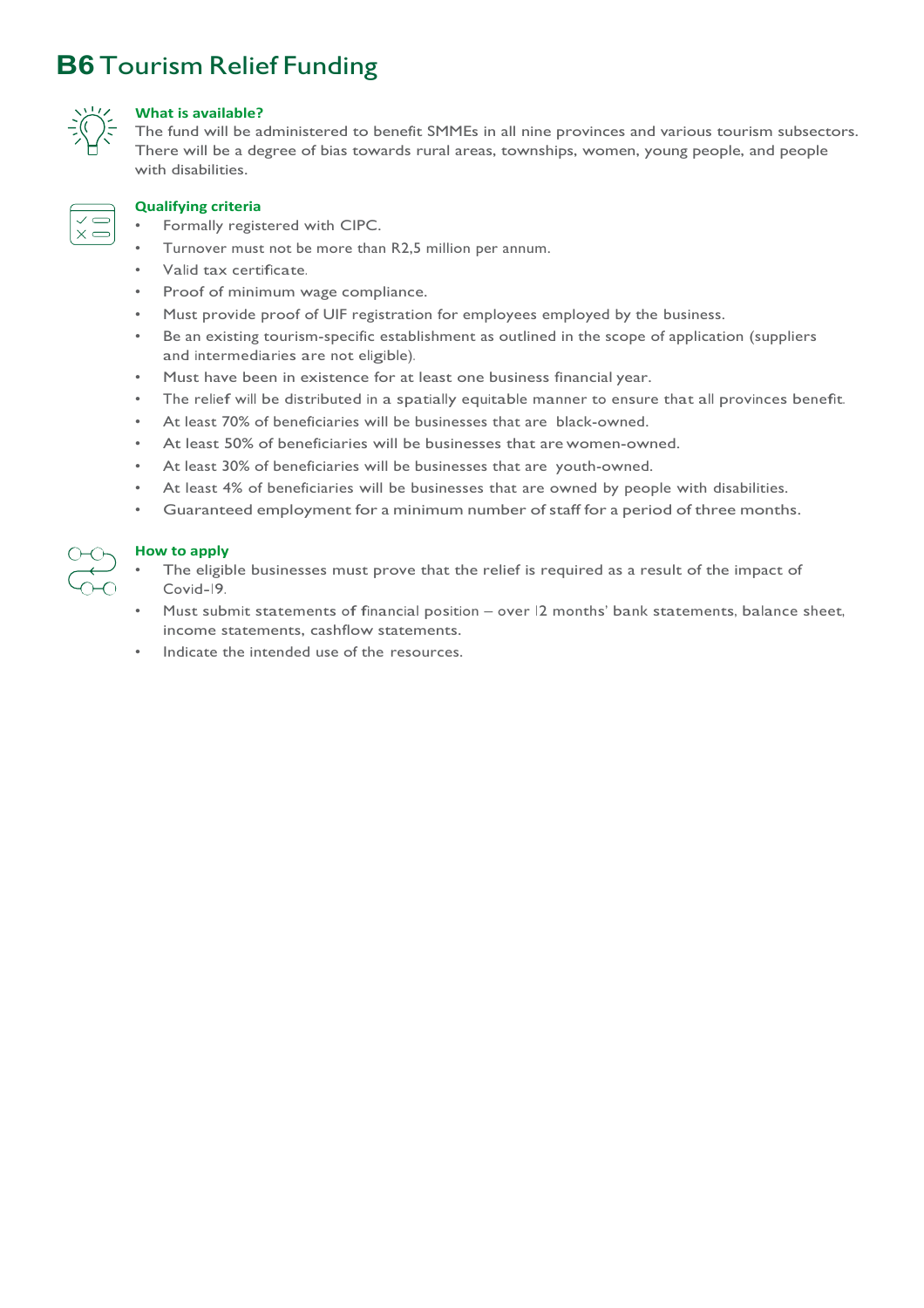# B6 Tourism Relief Funding

### What is available?

The fund will be administered to benefit SMMEs in all nine provinces and various tourism subsectors. There will be a degree of bias towards rural areas, townships, women, young people, and people with disabilities.

### Qualifying criteria

- Formally registered with CIPC.
- Turnover must not be more than R2,5 million per annum.
- Valid tax certificate.
- Proof of minimum wage compliance.
- Must provide proof of UIF registration for employees employed by the business.
- Be an existing tourism-specific establishment as outlined in the scope of application (suppliers and intermediaries are not eligible).
- Must have been in existence for at least one business financial year.
- The relief will be distributed in a spatially equitable manner to ensure that all provinces benefit.
- At least 70% of beneficiaries will be businesses that are black-owned.
- At least 50% of beneficiaries will be businesses that are women-owned.
- At least 30% of beneficiaries will be businesses that are youth-owned.
- At least 4% of beneficiaries will be businesses that are owned by people with disabilities.
- Guaranteed employment for a minimum number of staff for a period of three months.

### How to apply

- The eligible businesses must prove that the relief is required as a result of the impact of Covid-19.
- Must submit statements of financial position – over 12 months' bank statements, balance sheet, income statements, cashflow statements.
- Indicate the intended use of the resources.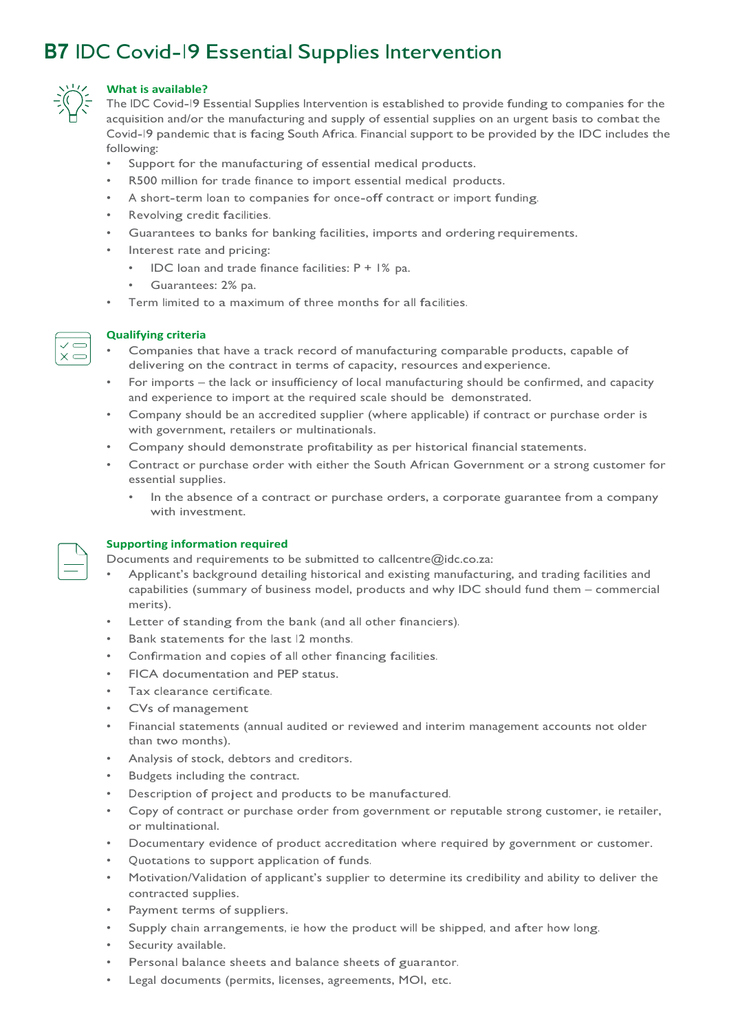# B7 IDC Covid-19 Essential Supplies Intervention

### What is available?

The IDC Covid-19 Essential Supplies Intervention is established to provide funding to companies for the acquisition and/or the manufacturing and supply of essential supplies on an urgent basis to combat the Covid-19 pandemic that is facing South Africa. Financial support to be provided by the IDC includes the following:

- Support for the manufacturing of essential medical products.
- R500 million for trade finance to import essential medical products.
- A short-term loan to companies for once-off contract or import funding.
- Revolving credit facilities.
- Guarantees to banks for banking facilities, imports and ordering requirements.
- Interest rate and pricing:
  - IDC loan and trade finance facilities: P + 1% pa.
  - Guarantees: 2% pa.
- Term limited to a maximum of three months for all facilities.

### Qualifying criteria

- Companies that have a track record of manufacturing comparable products, capable of delivering on the contract in terms of capacity, resources and experience.
- For imports – the lack or insufficiency of local manufacturing should be confirmed, and capacity and experience to import at the required scale should be demonstrated.
- Company should be an accredited supplier (where applicable) if contract or purchase order is with government, retailers or multinationals.
- Company should demonstrate profitability as per historical financial statements.
- Contract or purchase order with either the South African Government or a strong customer for essential supplies.
  - In the absence of a contract or purchase orders, a corporate guarantee from a company with investment.

### Supporting information required

Documents and requirements to be submitted to callcentre@idc.co.za:

- Applicant's background detailing historical and existing manufacturing, and trading facilities and capabilities (summary of business model, products and why IDC should fund them – commercial merits).
- Letter of standing from the bank (and all other financiers).
- Bank statements for the last 12 months.
- Confirmation and copies of all other financing facilities.
- FICA documentation and PEP status.
- Tax clearance certificate.
- CVs of management
- Financial statements (annual audited or reviewed and interim management accounts not older than two months).
- Analysis of stock, debtors and creditors.
- Budgets including the contract.
- Description of project and products to be manufactured.
- Copy of contract or purchase order from government or reputable strong customer, ie retailer, or multinational.
- Documentary evidence of product accreditation where required by government or customer.
- Quotations to support application of funds.
- Motivation/Validation of applicant's supplier to determine its credibility and ability to deliver the contracted supplies.
- Payment terms of suppliers.
- Supply chain arrangements, ie how the product will be shipped, and after how long.
- Security available.
- Personal balance sheets and balance sheets of guarantor.
- Legal documents (permits, licenses, agreements, MOI, etc.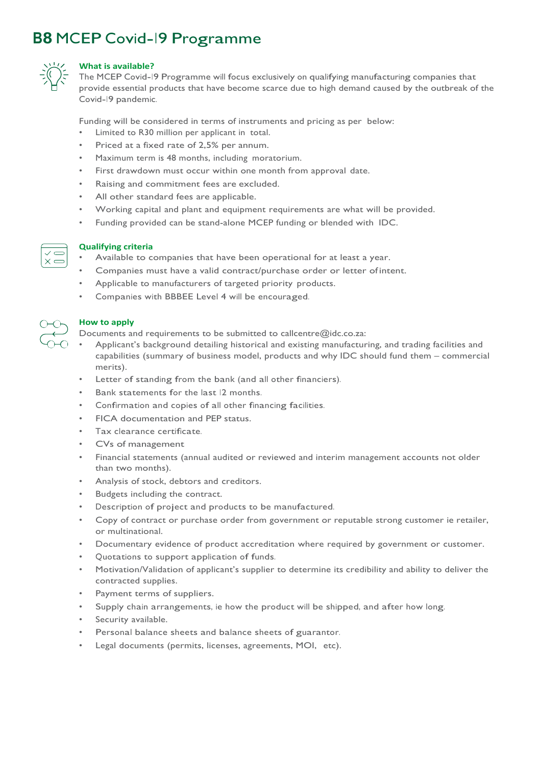# B8 MCEP Covid-19 Programme

### What is available?

The MCEP Covid-19 Programme will focus exclusively on qualifying manufacturing companies that provide essential products that have become scarce due to high demand caused by the outbreak of the Covid-19 pandemic.

Funding will be considered in terms of instruments and pricing as per below:

- Limited to R30 million per applicant in total.
- Priced at a fixed rate of 2,5% per annum.
- Maximum term is 48 months, including moratorium.
- First drawdown must occur within one month from approval date.
- Raising and commitment fees are excluded.
- All other standard fees are applicable.
- Working capital and plant and equipment requirements are what will be provided.
- Funding provided can be stand-alone MCEP funding or blended with IDC.

### Qualifying criteria

- Available to companies that have been operational for at least a year.
- Companies must have a valid contract/purchase order or letter of intent.
- Applicable to manufacturers of targeted priority products.
- Companies with BBBEE Level 4 will be encouraged.

### How to apply

Documents and requirements to be submitted to callcentre@idc.co.za:

- Applicant's background detailing historical and existing manufacturing, and trading facilities and capabilities (summary of business model, products and why IDC should fund them – commercial merits).
- Letter of standing from the bank (and all other financiers).
- Bank statements for the last 12 months.
- Confirmation and copies of all other financing facilities.
- FICA documentation and PEP status.
- Tax clearance certificate.
- CVs of management
- Financial statements (annual audited or reviewed and interim management accounts not older than two months).
- Analysis of stock, debtors and creditors.
- Budgets including the contract.
- Description of project and products to be manufactured.
- Copy of contract or purchase order from government or reputable strong customer ie retailer, or multinational.
- Documentary evidence of product accreditation where required by government or customer.
- Quotations to support application of funds.
- Motivation/Validation of applicant's supplier to determine its credibility and ability to deliver the contracted supplies.
- Payment terms of suppliers.
- Supply chain arrangements, ie how the product will be shipped, and after how long.
- Security available.
- Personal balance sheets and balance sheets of guarantor.
- Legal documents (permits, licenses, agreements, MOI, etc).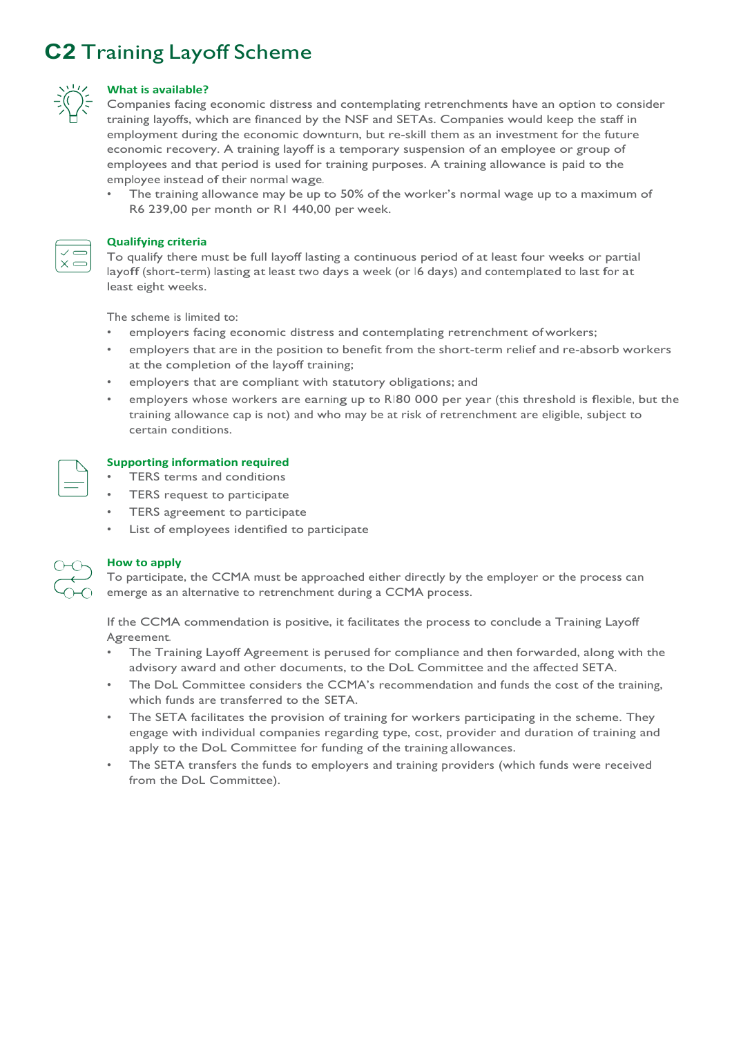# C2 Training Layoff Scheme

### What is available?

Companies facing economic distress and contemplating retrenchments have an option to consider training layoffs, which are financed by the NSF and SETAs. Companies would keep the staff in employment during the economic downturn, but re-skill them as an investment for the future economic recovery. A training layoff is a temporary suspension of an employee or group of employees and that period is used for training purposes. A training allowance is paid to the employee instead of their normal wage.

- The training allowance may be up to 50% of the worker's normal wage up to a maximum of R6 239,00 per month or R1 440,00 per week.

### Qualifying criteria

To qualify there must be full layoff lasting a continuous period of at least four weeks or partial layoff (short-term) lasting at least two days a week (or 16 days) and contemplated to last for at least eight weeks.

The scheme is limited to:

- employers facing economic distress and contemplating retrenchment of workers;
- employers that are in the position to benefit from the short-term relief and re-absorb workers at the completion of the layoff training;
- employers that are compliant with statutory obligations; and
- employers whose workers are earning up to R180 000 per year (this threshold is flexible, but the training allowance cap is not) and who may be at risk of retrenchment are eligible, subject to certain conditions.

### Supporting information required

- TERS terms and conditions
- TERS request to participate
- TERS agreement to participate
- List of employees identified to participate

### How to apply

To participate, the CCMA must be approached either directly by the employer or the process can emerge as an alternative to retrenchment during a CCMA process.

If the CCMA commendation is positive, it facilitates the process to conclude a Training Layoff Agreement.

- The Training Layoff Agreement is perused for compliance and then forwarded, along with the advisory award and other documents, to the DoL Committee and the affected SETA.
- The DoL Committee considers the CCMA's recommendation and funds the cost of the training, which funds are transferred to the SETA.
- The SETA facilitates the provision of training for workers participating in the scheme. They engage with individual companies regarding type, cost, provider and duration of training and apply to the DoL Committee for funding of the training allowances.
- The SETA transfers the funds to employers and training providers (which funds were received from the DoL Committee).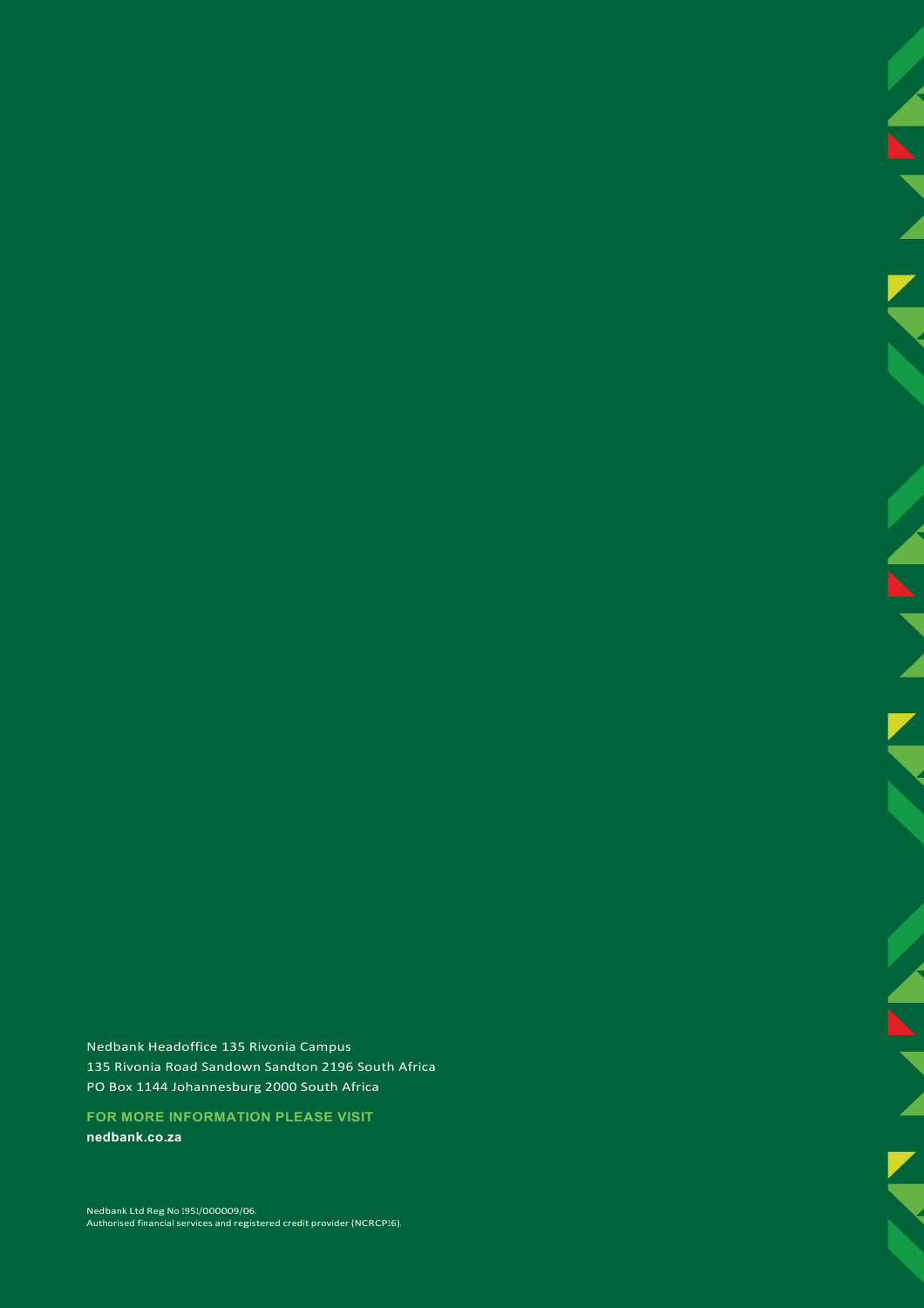Nedbank Headoffice 135 Rivonia Campus
135 Rivonia Road Sandown Sandton 2196 South Africa
PO Box 1144 Johannesburg 2000 South Africa

**FOR MORE INFORMATION PLEASE VISIT**
**nedbank.co.za**

Nedbank Ltd Reg No 1951/000009/06.
Authorised financial services and registered credit provider (NCRCP16).